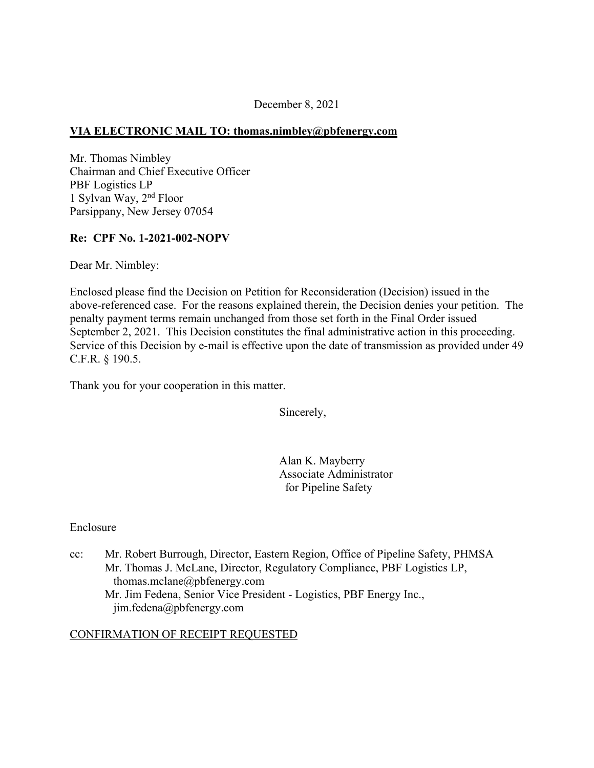December 8, 2021

**VIA ELECTRONIC MAIL TO: thomas.nimbley@pbfenergy.com**

Mr. Thomas Nimbley
Chairman and Chief Executive Officer
PBF Logistics LP
1 Sylvan Way, 2nd Floor
Parsippany, New Jersey 07054

**Re: CPF No. 1-2021-002-NOPV**

Dear Mr. Nimbley:

Enclosed please find the Decision on Petition for Reconsideration (Decision) issued in the above-referenced case. For the reasons explained therein, the Decision denies your petition. The penalty payment terms remain unchanged from those set forth in the Final Order issued September 2, 2021. This Decision constitutes the final administrative action in this proceeding. Service of this Decision by e-mail is effective upon the date of transmission as provided under 49 C.F.R. § 190.5.

Thank you for your cooperation in this matter.

Sincerely,

Alan K. Mayberry
Associate Administrator
for Pipeline Safety

Enclosure

cc: Mr. Robert Burrough, Director, Eastern Region, Office of Pipeline Safety, PHMSA
Mr. Thomas J. McLane, Director, Regulatory Compliance, PBF Logistics LP, thomas.mclane@pbfenergy.com
Mr. Jim Fedena, Senior Vice President - Logistics, PBF Energy Inc., jim.fedena@pbfenergy.com

CONFIRMATION OF RECEIPT REQUESTED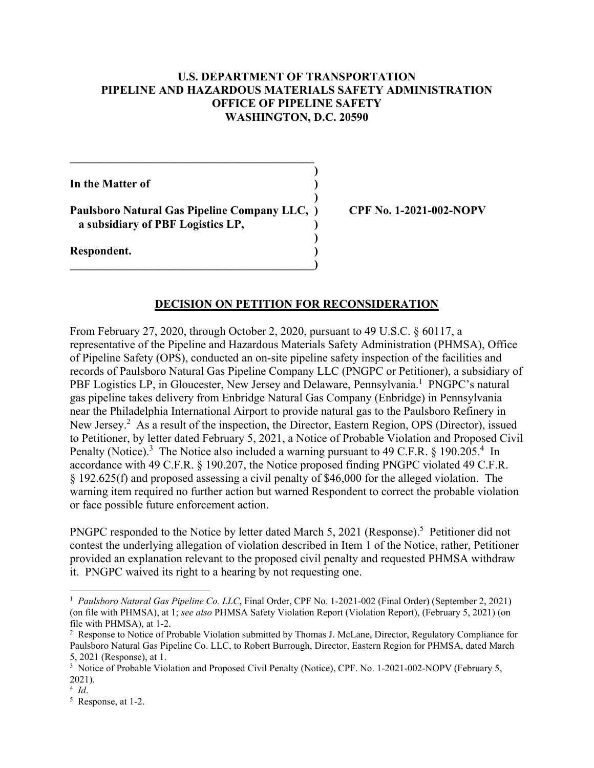**U.S. DEPARTMENT OF TRANSPORTATION**
**PIPELINE AND HAZARDOUS MATERIALS SAFETY ADMINISTRATION**
**OFFICE OF PIPELINE SAFETY**
**WASHINGTON, D.C. 20590**

**In the Matter of**

**Paulsboro Natural Gas Pipeline Company LLC, a subsidiary of PBF Logistics LP,**

**Respondent.**

**CPF No. 1-2021-002-NOPV**

## DECISION ON PETITION FOR RECONSIDERATION

From February 27, 2020, through October 2, 2020, pursuant to 49 U.S.C. § 60117, a representative of the Pipeline and Hazardous Materials Safety Administration (PHMSA), Office of Pipeline Safety (OPS), conducted an on-site pipeline safety inspection of the facilities and records of Paulsboro Natural Gas Pipeline Company LLC (PNGPC or Petitioner), a subsidiary of PBF Logistics LP, in Gloucester, New Jersey and Delaware, Pennsylvania.[1] PNGPC's natural gas pipeline takes delivery from Enbridge Natural Gas Company (Enbridge) in Pennsylvania near the Philadelphia International Airport to provide natural gas to the Paulsboro Refinery in New Jersey.[2] As a result of the inspection, the Director, Eastern Region, OPS (Director), issued to Petitioner, by letter dated February 5, 2021, a Notice of Probable Violation and Proposed Civil Penalty (Notice).[3] The Notice also included a warning pursuant to 49 C.F.R. § 190.205.[4] In accordance with 49 C.F.R. § 190.207, the Notice proposed finding PNGPC violated 49 C.F.R. § 192.625(f) and proposed assessing a civil penalty of $46,000 for the alleged violation. The warning item required no further action but warned Respondent to correct the probable violation or face possible future enforcement action.

PNGPC responded to the Notice by letter dated March 5, 2021 (Response).[5] Petitioner did not contest the underlying allegation of violation described in Item 1 of the Notice, rather, Petitioner provided an explanation relevant to the proposed civil penalty and requested PHMSA withdraw it. PNGPC waived its right to a hearing by not requesting one.

---

[1] *Paulsboro Natural Gas Pipeline Co. LLC*, Final Order, CPF No. 1-2021-002 (Final Order) (September 2, 2021) (on file with PHMSA), at 1; *see also* PHMSA Safety Violation Report (Violation Report), (February 5, 2021) (on file with PHMSA), at 1-2.

[2] Response to Notice of Probable Violation submitted by Thomas J. McLane, Director, Regulatory Compliance for Paulsboro Natural Gas Pipeline Co. LLC, to Robert Burrough, Director, Eastern Region for PHMSA, dated March 5, 2021 (Response), at 1.

[3] Notice of Probable Violation and Proposed Civil Penalty (Notice), CPF. No. 1-2021-002-NOPV (February 5, 2021).

[4] *Id*.

[5] Response, at 1-2.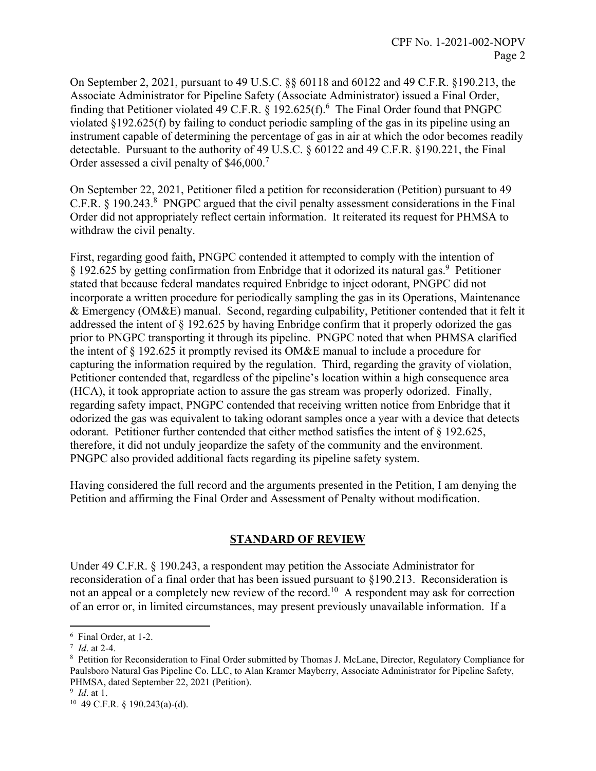On September 2, 2021, pursuant to 49 U.S.C. §§ 60118 and 60122 and 49 C.F.R. §190.213, the Associate Administrator for Pipeline Safety (Associate Administrator) issued a Final Order, finding that Petitioner violated 49 C.F.R. § 192.625(f).[6] The Final Order found that PNGPC violated §192.625(f) by failing to conduct periodic sampling of the gas in its pipeline using an instrument capable of determining the percentage of gas in air at which the odor becomes readily detectable. Pursuant to the authority of 49 U.S.C. § 60122 and 49 C.F.R. §190.221, the Final Order assessed a civil penalty of $46,000.[7]

On September 22, 2021, Petitioner filed a petition for reconsideration (Petition) pursuant to 49 C.F.R. § 190.243.[8] PNGPC argued that the civil penalty assessment considerations in the Final Order did not appropriately reflect certain information. It reiterated its request for PHMSA to withdraw the civil penalty.

First, regarding good faith, PNGPC contended it attempted to comply with the intention of § 192.625 by getting confirmation from Enbridge that it odorized its natural gas.[9] Petitioner stated that because federal mandates required Enbridge to inject odorant, PNGPC did not incorporate a written procedure for periodically sampling the gas in its Operations, Maintenance & Emergency (OM&E) manual. Second, regarding culpability, Petitioner contended that it felt it addressed the intent of § 192.625 by having Enbridge confirm that it properly odorized the gas prior to PNGPC transporting it through its pipeline. PNGPC noted that when PHMSA clarified the intent of § 192.625 it promptly revised its OM&E manual to include a procedure for capturing the information required by the regulation. Third, regarding the gravity of violation, Petitioner contended that, regardless of the pipeline's location within a high consequence area (HCA), it took appropriate action to assure the gas stream was properly odorized. Finally, regarding safety impact, PNGPC contended that receiving written notice from Enbridge that it odorized the gas was equivalent to taking odorant samples once a year with a device that detects odorant. Petitioner further contended that either method satisfies the intent of § 192.625, therefore, it did not unduly jeopardize the safety of the community and the environment. PNGPC also provided additional facts regarding its pipeline safety system.

Having considered the full record and the arguments presented in the Petition, I am denying the Petition and affirming the Final Order and Assessment of Penalty without modification.

## STANDARD OF REVIEW

Under 49 C.F.R. § 190.243, a respondent may petition the Associate Administrator for reconsideration of a final order that has been issued pursuant to §190.213. Reconsideration is not an appeal or a completely new review of the record.[10] A respondent may ask for correction of an error or, in limited circumstances, may present previously unavailable information. If a

---

[6] Final Order, at 1-2.

[7] *Id*. at 2-4.

[8] Petition for Reconsideration to Final Order submitted by Thomas J. McLane, Director, Regulatory Compliance for Paulsboro Natural Gas Pipeline Co. LLC, to Alan Kramer Mayberry, Associate Administrator for Pipeline Safety, PHMSA, dated September 22, 2021 (Petition).

[9] *Id*. at 1.

[10] 49 C.F.R. § 190.243(a)-(d).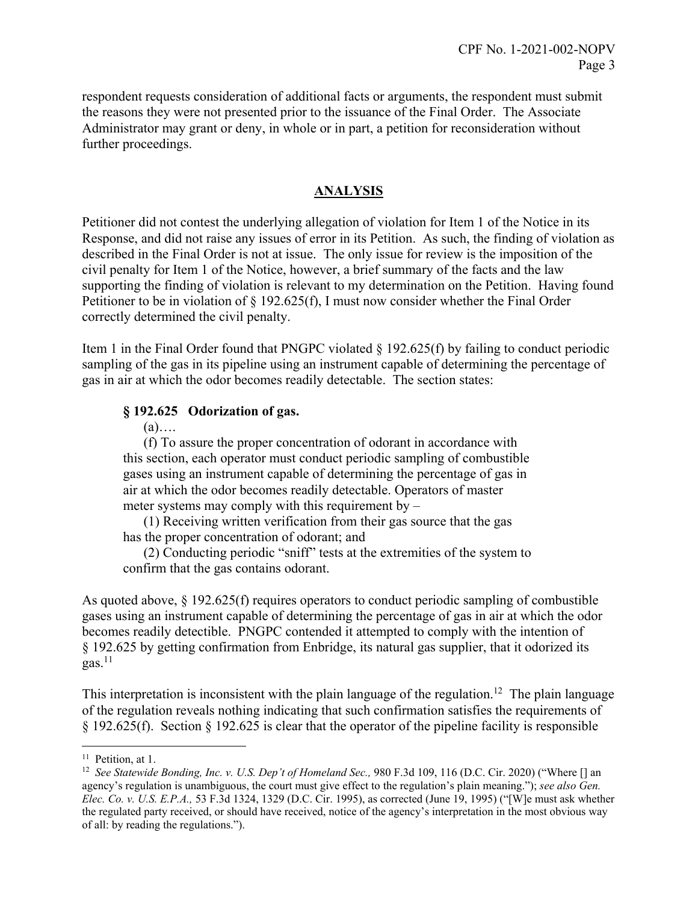respondent requests consideration of additional facts or arguments, the respondent must submit the reasons they were not presented prior to the issuance of the Final Order. The Associate Administrator may grant or deny, in whole or in part, a petition for reconsideration without further proceedings.

## ANALYSIS

Petitioner did not contest the underlying allegation of violation for Item 1 of the Notice in its Response, and did not raise any issues of error in its Petition. As such, the finding of violation as described in the Final Order is not at issue. The only issue for review is the imposition of the civil penalty for Item 1 of the Notice, however, a brief summary of the facts and the law supporting the finding of violation is relevant to my determination on the Petition. Having found Petitioner to be in violation of § 192.625(f), I must now consider whether the Final Order correctly determined the civil penalty.

Item 1 in the Final Order found that PNGPC violated § 192.625(f) by failing to conduct periodic sampling of the gas in its pipeline using an instrument capable of determining the percentage of gas in air at which the odor becomes readily detectable. The section states:

> **§ 192.625 Odorization of gas.**
>
> (a)….
>
> (f) To assure the proper concentration of odorant in accordance with this section, each operator must conduct periodic sampling of combustible gases using an instrument capable of determining the percentage of gas in air at which the odor becomes readily detectable. Operators of master meter systems may comply with this requirement by –
>
> (1) Receiving written verification from their gas source that the gas has the proper concentration of odorant; and
>
> (2) Conducting periodic "sniff" tests at the extremities of the system to confirm that the gas contains odorant.

As quoted above, § 192.625(f) requires operators to conduct periodic sampling of combustible gases using an instrument capable of determining the percentage of gas in air at which the odor becomes readily detectible. PNGPC contended it attempted to comply with the intention of § 192.625 by getting confirmation from Enbridge, its natural gas supplier, that it odorized its gas.[11]

This interpretation is inconsistent with the plain language of the regulation.[12] The plain language of the regulation reveals nothing indicating that such confirmation satisfies the requirements of § 192.625(f). Section § 192.625 is clear that the operator of the pipeline facility is responsible

---

[11] Petition, at 1.

[12] *See Statewide Bonding, Inc. v. U.S. Dep't of Homeland Sec.,* 980 F.3d 109, 116 (D.C. Cir. 2020) ("Where [] an agency's regulation is unambiguous, the court must give effect to the regulation's plain meaning."); *see also Gen. Elec. Co. v. U.S. E.P.A.,* 53 F.3d 1324, 1329 (D.C. Cir. 1995), as corrected (June 19, 1995) ("[W]e must ask whether the regulated party received, or should have received, notice of the agency's interpretation in the most obvious way of all: by reading the regulations.").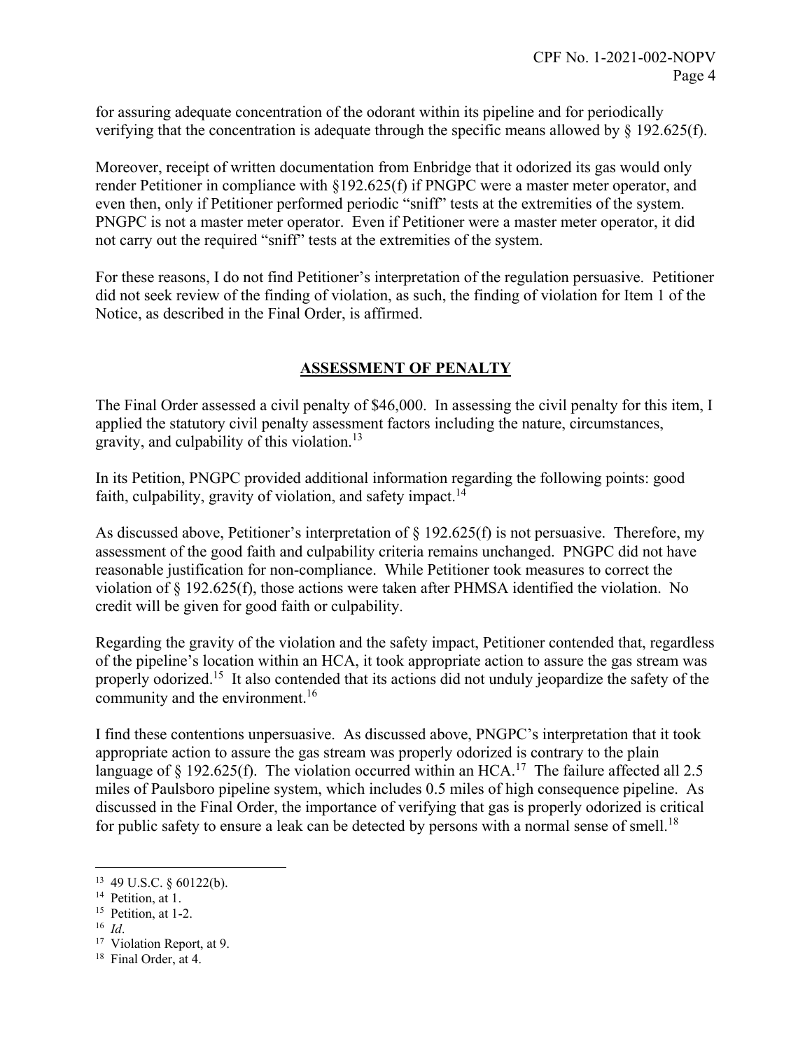for assuring adequate concentration of the odorant within its pipeline and for periodically verifying that the concentration is adequate through the specific means allowed by § 192.625(f).

Moreover, receipt of written documentation from Enbridge that it odorized its gas would only render Petitioner in compliance with §192.625(f) if PNGPC were a master meter operator, and even then, only if Petitioner performed periodic "sniff" tests at the extremities of the system. PNGPC is not a master meter operator. Even if Petitioner were a master meter operator, it did not carry out the required "sniff" tests at the extremities of the system.

For these reasons, I do not find Petitioner's interpretation of the regulation persuasive. Petitioner did not seek review of the finding of violation, as such, the finding of violation for Item 1 of the Notice, as described in the Final Order, is affirmed.

## ASSESSMENT OF PENALTY

The Final Order assessed a civil penalty of $46,000. In assessing the civil penalty for this item, I applied the statutory civil penalty assessment factors including the nature, circumstances, gravity, and culpability of this violation.[13]

In its Petition, PNGPC provided additional information regarding the following points: good faith, culpability, gravity of violation, and safety impact.[14]

As discussed above, Petitioner's interpretation of § 192.625(f) is not persuasive. Therefore, my assessment of the good faith and culpability criteria remains unchanged. PNGPC did not have reasonable justification for non-compliance. While Petitioner took measures to correct the violation of § 192.625(f), those actions were taken after PHMSA identified the violation. No credit will be given for good faith or culpability.

Regarding the gravity of the violation and the safety impact, Petitioner contended that, regardless of the pipeline's location within an HCA, it took appropriate action to assure the gas stream was properly odorized.[15] It also contended that its actions did not unduly jeopardize the safety of the community and the environment.[16]

I find these contentions unpersuasive. As discussed above, PNGPC's interpretation that it took appropriate action to assure the gas stream was properly odorized is contrary to the plain language of § 192.625(f). The violation occurred within an HCA.[17] The failure affected all 2.5 miles of Paulsboro pipeline system, which includes 0.5 miles of high consequence pipeline. As discussed in the Final Order, the importance of verifying that gas is properly odorized is critical for public safety to ensure a leak can be detected by persons with a normal sense of smell.[18]

---

[13] 49 U.S.C. § 60122(b).

[14] Petition, at 1.

[15] Petition, at 1-2.

[16] *Id*.

[17] Violation Report, at 9.

[18] Final Order, at 4.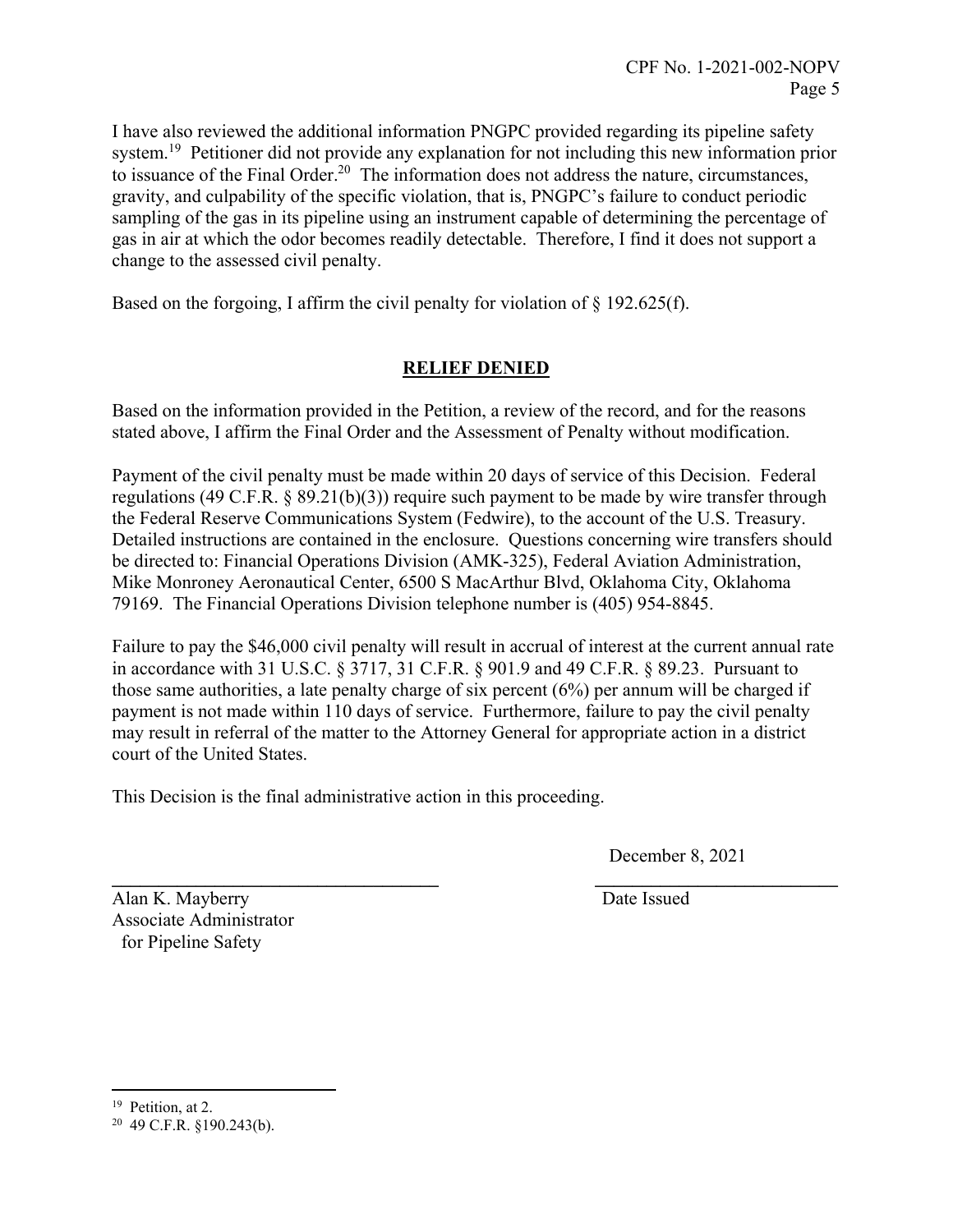I have also reviewed the additional information PNGPC provided regarding its pipeline safety system.[19] Petitioner did not provide any explanation for not including this new information prior to issuance of the Final Order.[20] The information does not address the nature, circumstances, gravity, and culpability of the specific violation, that is, PNGPC's failure to conduct periodic sampling of the gas in its pipeline using an instrument capable of determining the percentage of gas in air at which the odor becomes readily detectable. Therefore, I find it does not support a change to the assessed civil penalty.

Based on the forgoing, I affirm the civil penalty for violation of § 192.625(f).

## **RELIEF DENIED**

Based on the information provided in the Petition, a review of the record, and for the reasons stated above, I affirm the Final Order and the Assessment of Penalty without modification.

Payment of the civil penalty must be made within 20 days of service of this Decision. Federal regulations (49 C.F.R. § 89.21(b)(3)) require such payment to be made by wire transfer through the Federal Reserve Communications System (Fedwire), to the account of the U.S. Treasury. Detailed instructions are contained in the enclosure. Questions concerning wire transfers should be directed to: Financial Operations Division (AMK-325), Federal Aviation Administration, Mike Monroney Aeronautical Center, 6500 S MacArthur Blvd, Oklahoma City, Oklahoma 79169. The Financial Operations Division telephone number is (405) 954-8845.

Failure to pay the $46,000 civil penalty will result in accrual of interest at the current annual rate in accordance with 31 U.S.C. § 3717, 31 C.F.R. § 901.9 and 49 C.F.R. § 89.23. Pursuant to those same authorities, a late penalty charge of six percent (6%) per annum will be charged if payment is not made within 110 days of service. Furthermore, failure to pay the civil penalty may result in referral of the matter to the Attorney General for appropriate action in a district court of the United States.

This Decision is the final administrative action in this proceeding.

\_\_\_\_\_\_\_\_\_\_\_\_\_\_\_\_\_\_\_\_\_\_\_\_\_\_\_\_\_\_\_\_\_\_

Alan K. Mayberry
Associate Administrator
for Pipeline Safety

December 8, 2021

\_\_\_\_\_\_\_\_\_\_\_\_\_\_\_\_\_\_\_\_\_\_\_\_\_\_

Date Issued

---

[19] Petition, at 2.

[20] 49 C.F.R. §190.243(b).